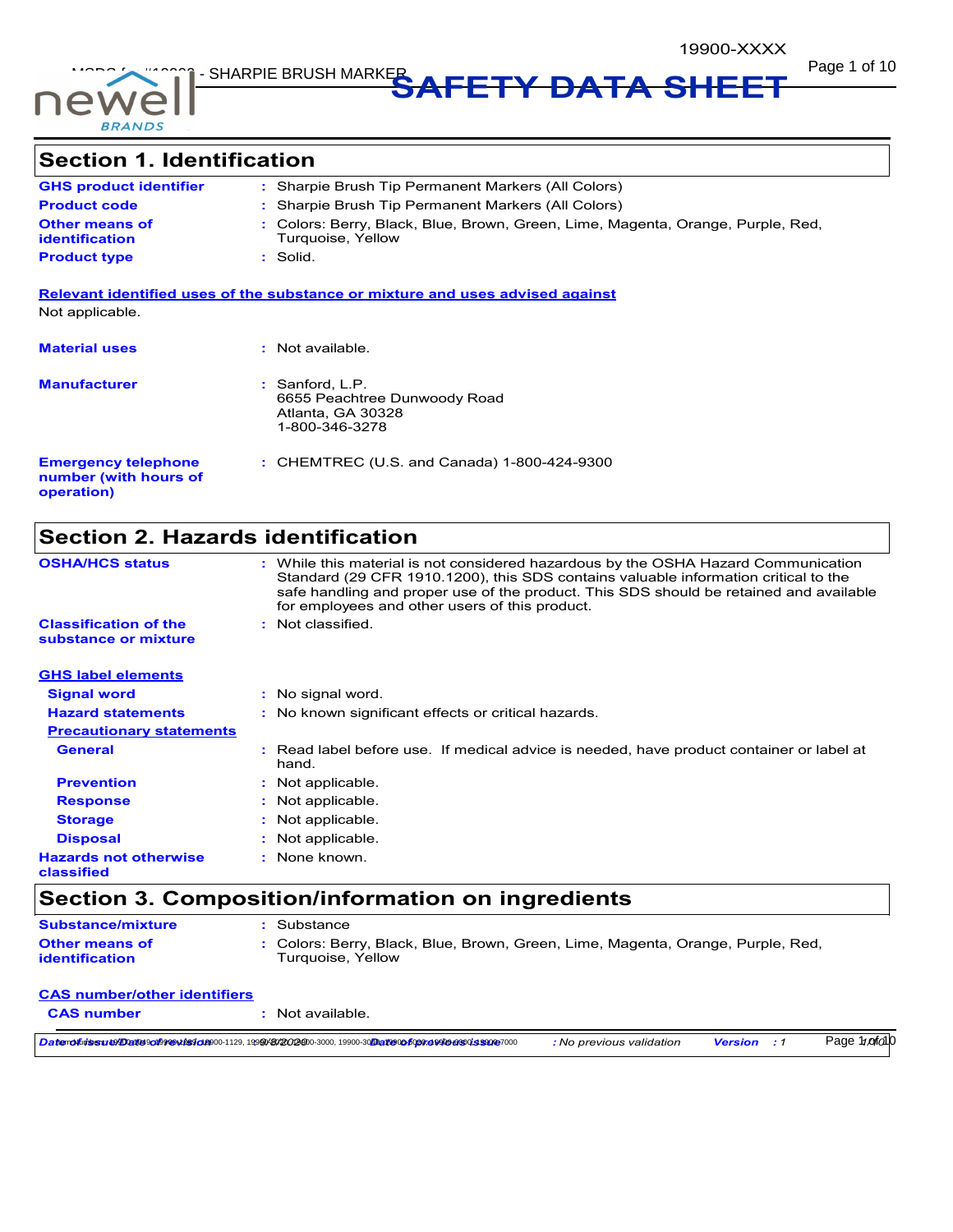# SAFETY DATA SHEET

## Section 1. Identification

| | | |
|---|---|---|
| **GHS product identifier** | : | Sharpie Brush Tip Permanent Markers (All Colors) |
| **Product code** | : | Sharpie Brush Tip Permanent Markers (All Colors) |
| **Other means of identification** | : | Colors: Berry, Black, Blue, Brown, Green, Lime, Magenta, Orange, Purple, Red, Turquoise, Yellow |
| **Product type** | : | Solid. |

**Relevant identified uses of the substance or mixture and uses advised against**

Not applicable.

| | | |
|---|---|---|
| **Material uses** | : | Not available. |
| **Manufacturer** | : | Sanford, L.P.<br>6655 Peachtree Dunwoody Road<br>Atlanta, GA 30328<br>1-800-346-3278 |
| **Emergency telephone number (with hours of operation)** | : | CHEMTREC (U.S. and Canada) 1-800-424-9300 |

## Section 2. Hazards identification

| | | |
|---|---|---|
| **OSHA/HCS status** | : | While this material is not considered hazardous by the OSHA Hazard Communication Standard (29 CFR 1910.1200), this SDS contains valuable information critical to the safe handling and proper use of the product. This SDS should be retained and available for employees and other users of this product. |
| **Classification of the substance or mixture** | : | Not classified. |

**GHS label elements**

| | | |
|---|---|---|
| **Signal word** | : | No signal word. |
| **Hazard statements** | : | No known significant effects or critical hazards. |

**Precautionary statements**

| | | |
|---|---|---|
| **General** | : | Read label before use. If medical advice is needed, have product container or label at hand. |
| **Prevention** | : | Not applicable. |
| **Response** | : | Not applicable. |
| **Storage** | : | Not applicable. |
| **Disposal** | : | Not applicable. |
| **Hazards not otherwise classified** | : | None known. |

## Section 3. Composition/information on ingredients

| | | |
|---|---|---|
| **Substance/mixture** | : | Substance |
| **Other means of identification** | : | Colors: Berry, Black, Blue, Brown, Green, Lime, Magenta, Orange, Purple, Red, Turquoise, Yellow |

**CAS number/other identifiers**

| | | |
|---|---|---|
| **CAS number** | : | Not available. |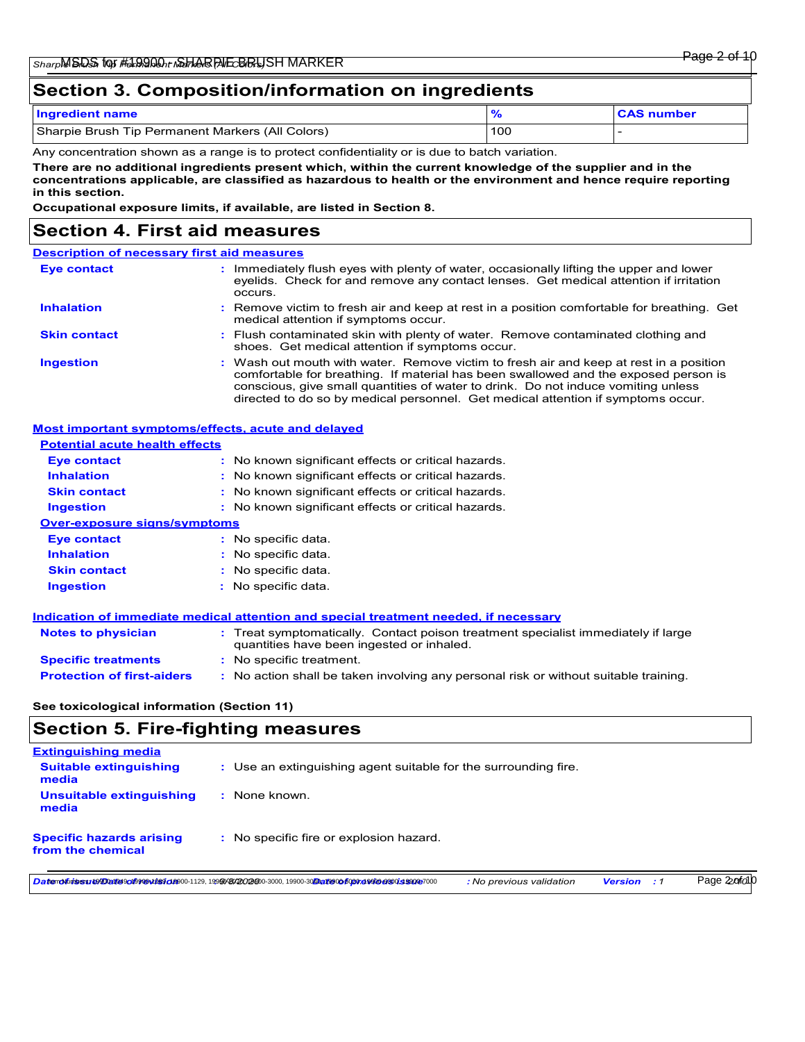## Section 3. Composition/information on ingredients

| Ingredient name | % | CAS number |
|---|---|---|
| Sharpie Brush Tip Permanent Markers (All Colors) | 100 | - |

Any concentration shown as a range is to protect confidentiality or is due to batch variation.

**There are no additional ingredients present which, within the current knowledge of the supplier and in the concentrations applicable, are classified as hazardous to health or the environment and hence require reporting in this section.**

**Occupational exposure limits, if available, are listed in Section 8.**

## Section 4. First aid measures

### Description of necessary first aid measures

**Eye contact** : Immediately flush eyes with plenty of water, occasionally lifting the upper and lower eyelids. Check for and remove any contact lenses. Get medical attention if irritation occurs.

**Inhalation** : Remove victim to fresh air and keep at rest in a position comfortable for breathing. Get medical attention if symptoms occur.

**Skin contact** : Flush contaminated skin with plenty of water. Remove contaminated clothing and shoes. Get medical attention if symptoms occur.

**Ingestion** : Wash out mouth with water. Remove victim to fresh air and keep at rest in a position comfortable for breathing. If material has been swallowed and the exposed person is conscious, give small quantities of water to drink. Do not induce vomiting unless directed to do so by medical personnel. Get medical attention if symptoms occur.

### Most important symptoms/effects, acute and delayed

#### Potential acute health effects

**Eye contact** : No known significant effects or critical hazards.

**Inhalation** : No known significant effects or critical hazards.

**Skin contact** : No known significant effects or critical hazards.

**Ingestion** : No known significant effects or critical hazards.

#### Over-exposure signs/symptoms

**Eye contact** : No specific data.

**Inhalation** : No specific data.

**Skin contact** : No specific data.

**Ingestion** : No specific data.

### Indication of immediate medical attention and special treatment needed, if necessary

**Notes to physician** : Treat symptomatically. Contact poison treatment specialist immediately if large quantities have been ingested or inhaled.

**Specific treatments** : No specific treatment.

**Protection of first-aiders** : No action shall be taken involving any personal risk or without suitable training.

**See toxicological information (Section 11)**

## Section 5. Fire-fighting measures

### Extinguishing media

**Suitable extinguishing media** : Use an extinguishing agent suitable for the surrounding fire.

**Unsuitable extinguishing media** : None known.

**Specific hazards arising from the chemical** : No specific fire or explosion hazard.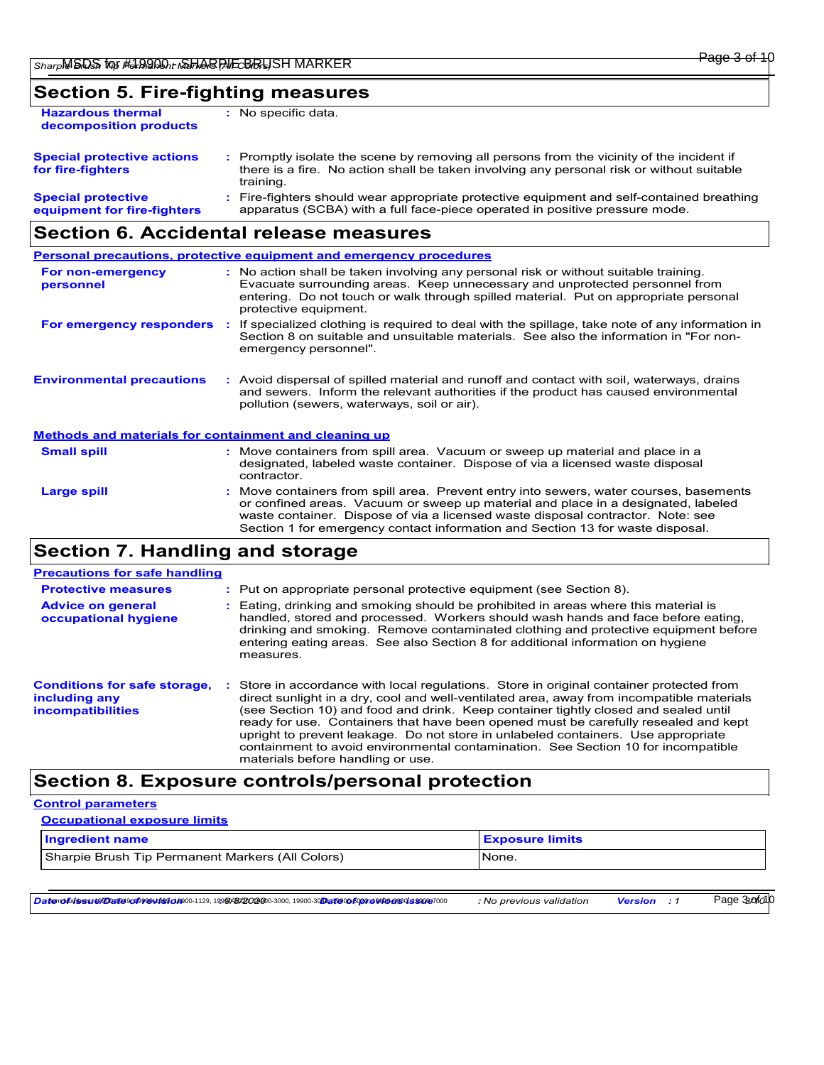## Section 5. Fire-fighting measures

**Hazardous thermal decomposition products** : No specific data.

**Special protective actions for fire-fighters** : Promptly isolate the scene by removing all persons from the vicinity of the incident if there is a fire. No action shall be taken involving any personal risk or without suitable training.

**Special protective equipment for fire-fighters** : Fire-fighters should wear appropriate protective equipment and self-contained breathing apparatus (SCBA) with a full face-piece operated in positive pressure mode.

## Section 6. Accidental release measures

### Personal precautions, protective equipment and emergency procedures

**For non-emergency personnel** : No action shall be taken involving any personal risk or without suitable training. Evacuate surrounding areas. Keep unnecessary and unprotected personnel from entering. Do not touch or walk through spilled material. Put on appropriate personal protective equipment.

**For emergency responders** : If specialized clothing is required to deal with the spillage, take note of any information in Section 8 on suitable and unsuitable materials. See also the information in "For non-emergency personnel".

**Environmental precautions** : Avoid dispersal of spilled material and runoff and contact with soil, waterways, drains and sewers. Inform the relevant authorities if the product has caused environmental pollution (sewers, waterways, soil or air).

### Methods and materials for containment and cleaning up

**Small spill** : Move containers from spill area. Vacuum or sweep up material and place in a designated, labeled waste container. Dispose of via a licensed waste disposal contractor.

**Large spill** : Move containers from spill area. Prevent entry into sewers, water courses, basements or confined areas. Vacuum or sweep up material and place in a designated, labeled waste container. Dispose of via a licensed waste disposal contractor. Note: see Section 1 for emergency contact information and Section 13 for waste disposal.

## Section 7. Handling and storage

### Precautions for safe handling

**Protective measures** : Put on appropriate personal protective equipment (see Section 8).

**Advice on general occupational hygiene** : Eating, drinking and smoking should be prohibited in areas where this material is handled, stored and processed. Workers should wash hands and face before eating, drinking and smoking. Remove contaminated clothing and protective equipment before entering eating areas. See also Section 8 for additional information on hygiene measures.

**Conditions for safe storage, including any incompatibilities** : Store in accordance with local regulations. Store in original container protected from direct sunlight in a dry, cool and well-ventilated area, away from incompatible materials (see Section 10) and food and drink. Keep container tightly closed and sealed until ready for use. Containers that have been opened must be carefully resealed and kept upright to prevent leakage. Do not store in unlabeled containers. Use appropriate containment to avoid environmental contamination. See Section 10 for incompatible materials before handling or use.

## Section 8. Exposure controls/personal protection

### Control parameters

#### Occupational exposure limits

| Ingredient name | Exposure limits |
| --- | --- |
| Sharpie Brush Tip Permanent Markers (All Colors) | None. |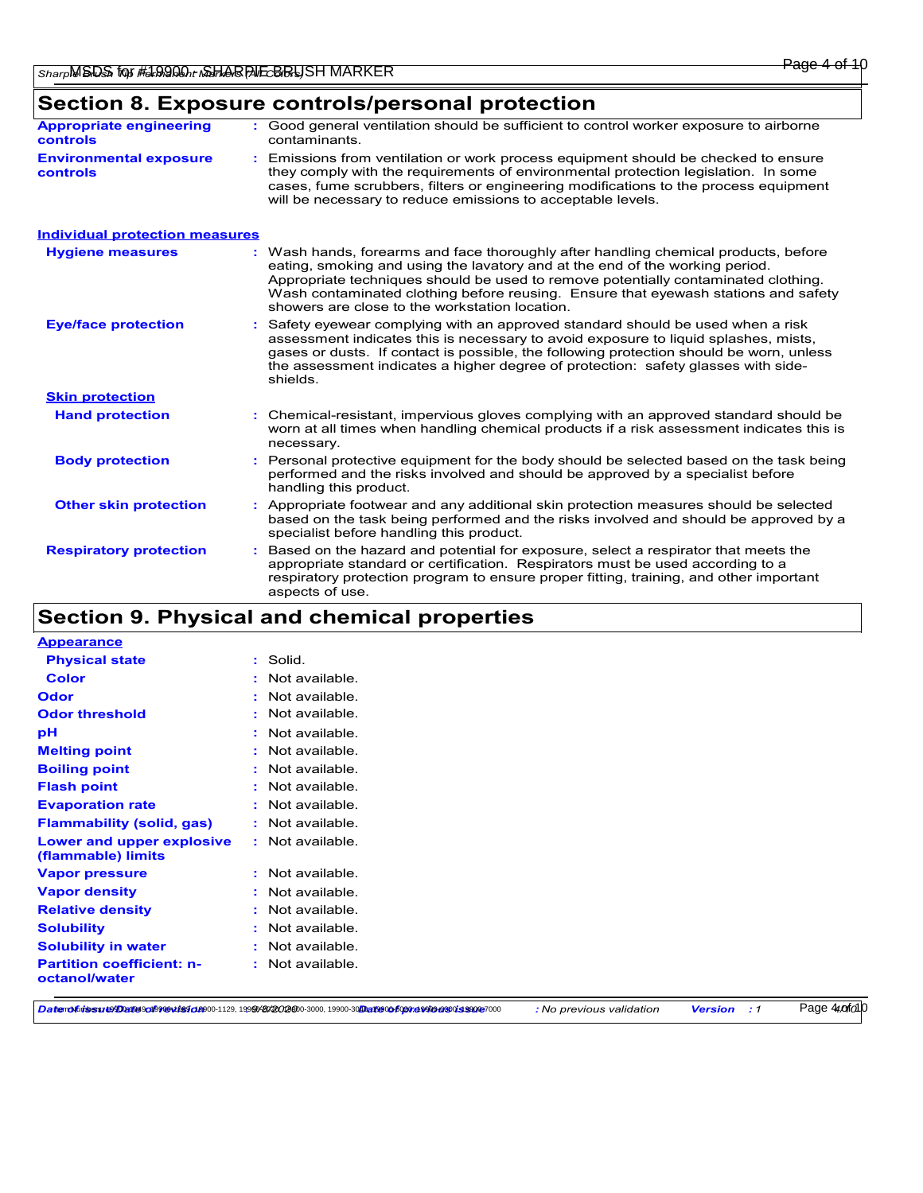## Section 8. Exposure controls/personal protection

**Appropriate engineering controls** : Good general ventilation should be sufficient to control worker exposure to airborne contaminants.

**Environmental exposure controls** : Emissions from ventilation or work process equipment should be checked to ensure they comply with the requirements of environmental protection legislation. In some cases, fume scrubbers, filters or engineering modifications to the process equipment will be necessary to reduce emissions to acceptable levels.

### Individual protection measures

**Hygiene measures** : Wash hands, forearms and face thoroughly after handling chemical products, before eating, smoking and using the lavatory and at the end of the working period. Appropriate techniques should be used to remove potentially contaminated clothing. Wash contaminated clothing before reusing. Ensure that eyewash stations and safety showers are close to the workstation location.

**Eye/face protection** : Safety eyewear complying with an approved standard should be used when a risk assessment indicates this is necessary to avoid exposure to liquid splashes, mists, gases or dusts. If contact is possible, the following protection should be worn, unless the assessment indicates a higher degree of protection: safety glasses with side-shields.

#### Skin protection

**Hand protection** : Chemical-resistant, impervious gloves complying with an approved standard should be worn at all times when handling chemical products if a risk assessment indicates this is necessary.

**Body protection** : Personal protective equipment for the body should be selected based on the task being performed and the risks involved and should be approved by a specialist before handling this product.

**Other skin protection** : Appropriate footwear and any additional skin protection measures should be selected based on the task being performed and the risks involved and should be approved by a specialist before handling this product.

**Respiratory protection** : Based on the hazard and potential for exposure, select a respirator that meets the appropriate standard or certification. Respirators must be used according to a respiratory protection program to ensure proper fitting, training, and other important aspects of use.

## Section 9. Physical and chemical properties

### Appearance

**Physical state** : Solid.

**Color** : Not available.

**Odor** : Not available.

**Odor threshold** : Not available.

**pH** : Not available.

**Melting point** : Not available.

**Boiling point** : Not available.

**Flash point** : Not available.

**Evaporation rate** : Not available.

**Flammability (solid, gas)** : Not available.

**Lower and upper explosive (flammable) limits** : Not available.

**Vapor pressure** : Not available.

**Vapor density** : Not available.

**Relative density** : Not available.

**Solubility** : Not available.

**Solubility in water** : Not available.

**Partition coefficient: n-octanol/water** : Not available.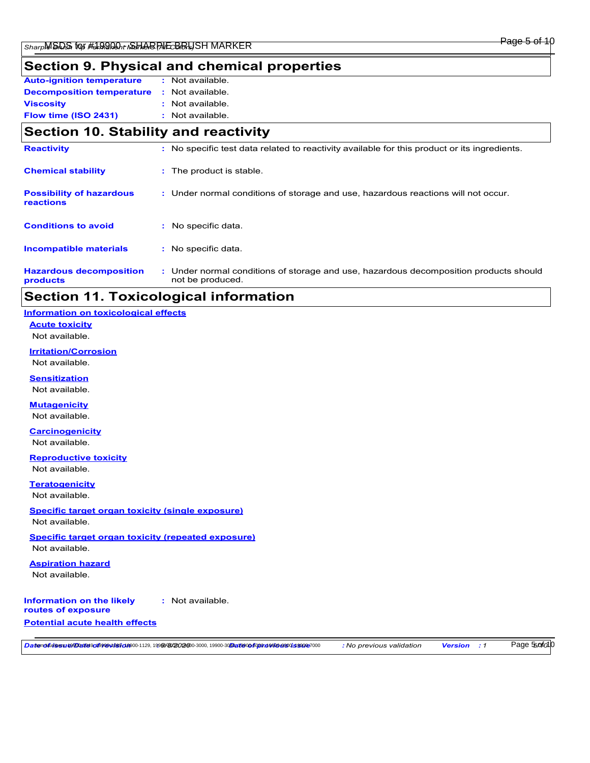## Section 9. Physical and chemical properties

**Auto-ignition temperature** : Not available.

**Decomposition temperature** : Not available.

**Viscosity** : Not available.

**Flow time (ISO 2431)** : Not available.

## Section 10. Stability and reactivity

**Reactivity** : No specific test data related to reactivity available for this product or its ingredients.

**Chemical stability** : The product is stable.

**Possibility of hazardous reactions** : Under normal conditions of storage and use, hazardous reactions will not occur.

**Conditions to avoid** : No specific data.

**Incompatible materials** : No specific data.

**Hazardous decomposition products** : Under normal conditions of storage and use, hazardous decomposition products should not be produced.

## Section 11. Toxicological information

### Information on toxicological effects

**Acute toxicity**

Not available.

**Irritation/Corrosion**

Not available.

**Sensitization**

Not available.

**Mutagenicity**

Not available.

**Carcinogenicity**

Not available.

**Reproductive toxicity**

Not available.

**Teratogenicity**

Not available.

**Specific target organ toxicity (single exposure)**

Not available.

**Specific target organ toxicity (repeated exposure)**

Not available.

**Aspiration hazard**

Not available.

**Information on the likely routes of exposure** : Not available.

**Potential acute health effects**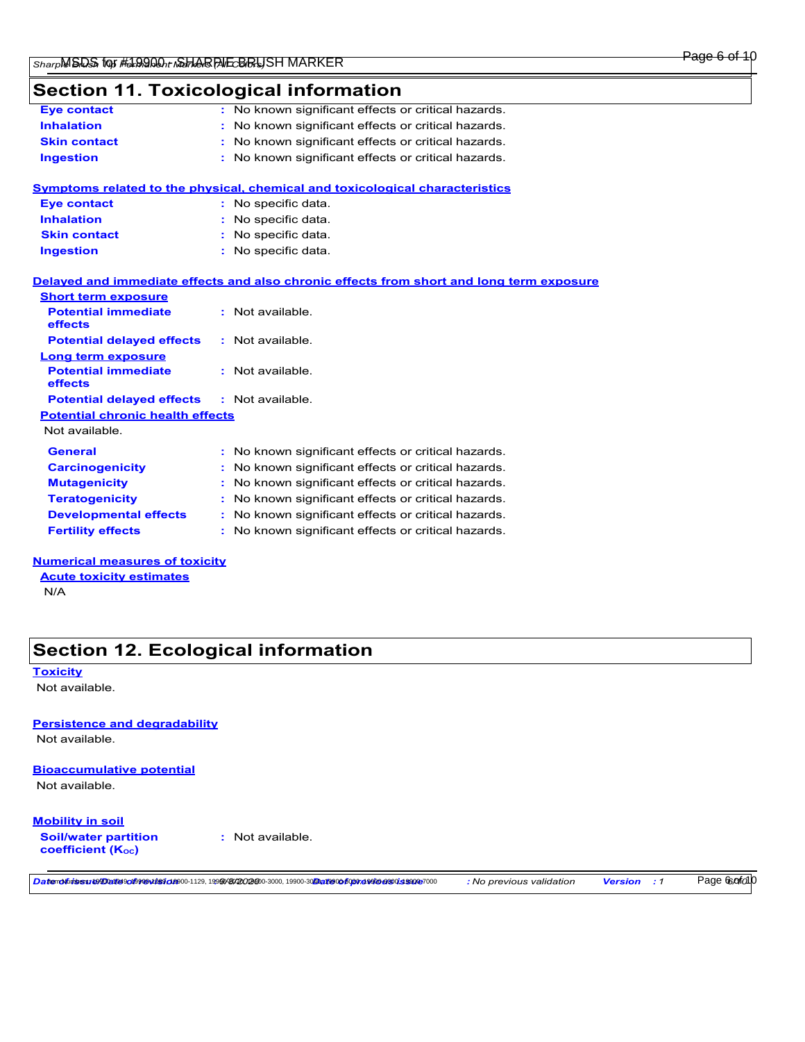## Section 11. Toxicological information

| | | |
|---|---|---|
| **Eye contact** | : | No known significant effects or critical hazards. |
| **Inhalation** | : | No known significant effects or critical hazards. |
| **Skin contact** | : | No known significant effects or critical hazards. |
| **Ingestion** | : | No known significant effects or critical hazards. |

**Symptoms related to the physical, chemical and toxicological characteristics**

| | | |
|---|---|---|
| **Eye contact** | : | No specific data. |
| **Inhalation** | : | No specific data. |
| **Skin contact** | : | No specific data. |
| **Ingestion** | : | No specific data. |

**Delayed and immediate effects and also chronic effects from short and long term exposure**

**Short term exposure**

| | | |
|---|---|---|
| **Potential immediate effects** | : | Not available. |
| **Potential delayed effects** | : | Not available. |

**Long term exposure**

| | | |
|---|---|---|
| **Potential immediate effects** | : | Not available. |
| **Potential delayed effects** | : | Not available. |

**Potential chronic health effects**

Not available.

| | | |
|---|---|---|
| **General** | : | No known significant effects or critical hazards. |
| **Carcinogenicity** | : | No known significant effects or critical hazards. |
| **Mutagenicity** | : | No known significant effects or critical hazards. |
| **Teratogenicity** | : | No known significant effects or critical hazards. |
| **Developmental effects** | : | No known significant effects or critical hazards. |
| **Fertility effects** | : | No known significant effects or critical hazards. |

**Numerical measures of toxicity**

**Acute toxicity estimates**

N/A

## Section 12. Ecological information

**Toxicity**

Not available.

**Persistence and degradability**

Not available.

**Bioaccumulative potential**

Not available.

**Mobility in soil**

| | | |
|---|---|---|
| **Soil/water partition coefficient ($K_{OC}$)** | : | Not available. |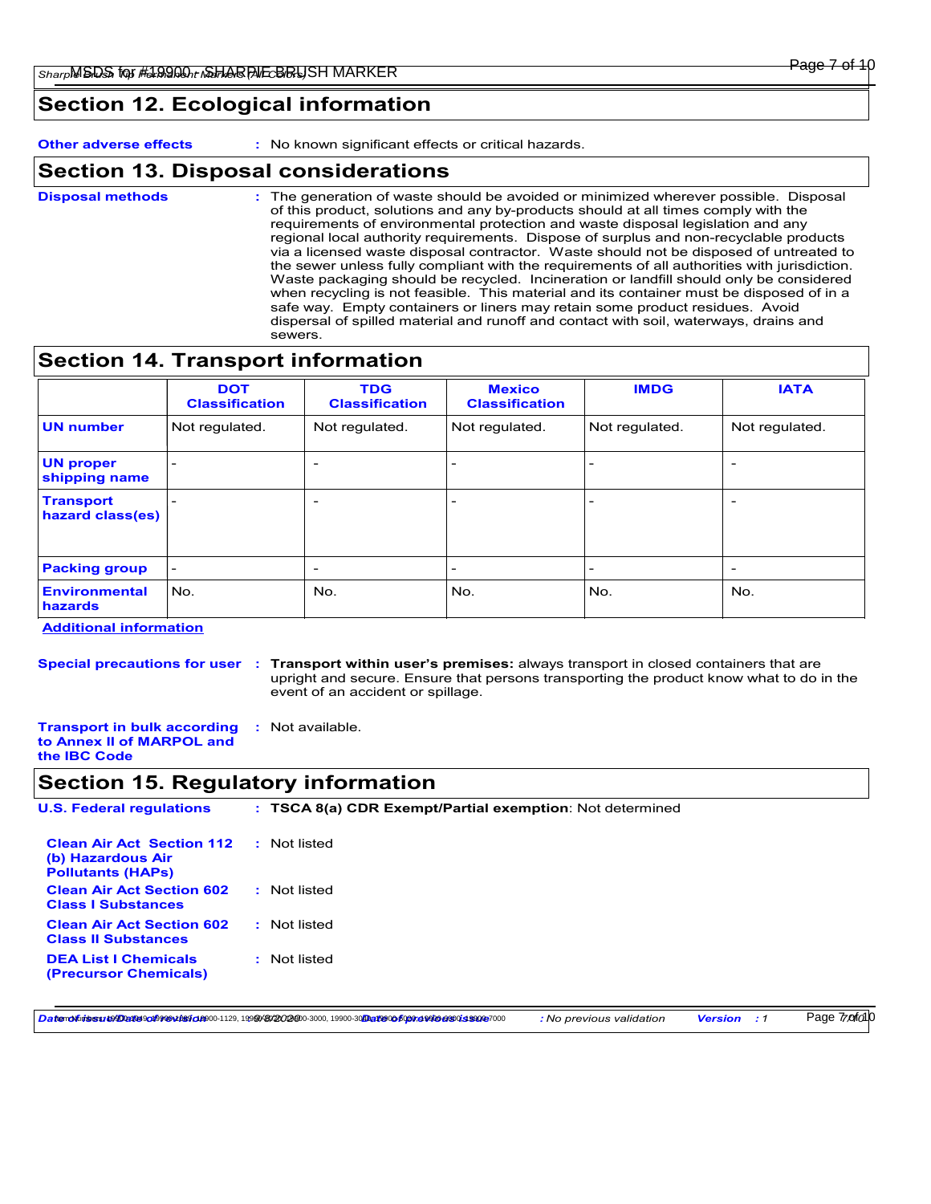## Section 12. Ecological information

**Other adverse effects** : No known significant effects or critical hazards.

## Section 13. Disposal considerations

**Disposal methods** : The generation of waste should be avoided or minimized wherever possible. Disposal of this product, solutions and any by-products should at all times comply with the requirements of environmental protection and waste disposal legislation and any regional local authority requirements. Dispose of surplus and non-recyclable products via a licensed waste disposal contractor. Waste should not be disposed of untreated to the sewer unless fully compliant with the requirements of all authorities with jurisdiction. Waste packaging should be recycled. Incineration or landfill should only be considered when recycling is not feasible. This material and its container must be disposed of in a safe way. Empty containers or liners may retain some product residues. Avoid dispersal of spilled material and runoff and contact with soil, waterways, drains and sewers.

## Section 14. Transport information

| | DOT Classification | TDG Classification | Mexico Classification | IMDG | IATA |
|---|---|---|---|---|---|
| **UN number** | Not regulated. | Not regulated. | Not regulated. | Not regulated. | Not regulated. |
| **UN proper shipping name** | - | - | - | - | - |
| **Transport hazard class(es)** | - | - | - | - | - |
| **Packing group** | - | - | - | - | - |
| **Environmental hazards** | No. | No. | No. | No. | No. |

**Additional information**

**Special precautions for user** : **Transport within user's premises:** always transport in closed containers that are upright and secure. Ensure that persons transporting the product know what to do in the event of an accident or spillage.

**Transport in bulk according to Annex II of MARPOL and the IBC Code** : Not available.

## Section 15. Regulatory information

**U.S. Federal regulations** : **TSCA 8(a) CDR Exempt/Partial exemption**: Not determined

**Clean Air Act Section 112 (b) Hazardous Air Pollutants (HAPs)** : Not listed

**Clean Air Act Section 602 Class I Substances** : Not listed

**Clean Air Act Section 602 Class II Substances** : Not listed

**DEA List I Chemicals (Precursor Chemicals)** : Not listed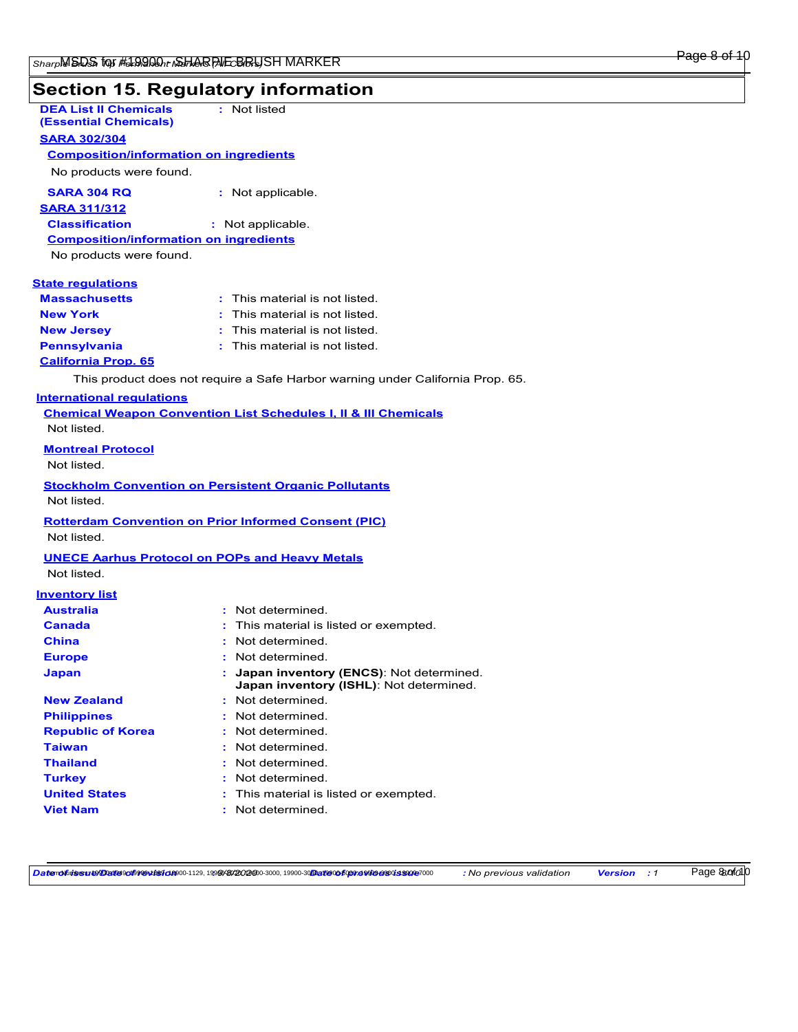## Section 15. Regulatory information

**DEA List II Chemicals (Essential Chemicals)** : Not listed

**SARA 302/304**

**Composition/information on ingredients**

No products were found.

**SARA 304 RQ** : Not applicable.

**SARA 311/312**

**Classification** : Not applicable.

**Composition/information on ingredients**

No products were found.

**State regulations**

| | |
|---|---|
| **Massachusetts** | : This material is not listed. |
| **New York** | : This material is not listed. |
| **New Jersey** | : This material is not listed. |
| **Pennsylvania** | : This material is not listed. |

**California Prop. 65**

This product does not require a Safe Harbor warning under California Prop. 65.

**International regulations**

**Chemical Weapon Convention List Schedules I, II & III Chemicals**

Not listed.

**Montreal Protocol**

Not listed.

**Stockholm Convention on Persistent Organic Pollutants**

Not listed.

**Rotterdam Convention on Prior Informed Consent (PIC)**

Not listed.

**UNECE Aarhus Protocol on POPs and Heavy Metals**

Not listed.

**Inventory list**

| | |
|---|---|
| **Australia** | : Not determined. |
| **Canada** | : This material is listed or exempted. |
| **China** | : Not determined. |
| **Europe** | : Not determined. |
| **Japan** | : **Japan inventory (ENCS)**: Not determined. **Japan inventory (ISHL)**: Not determined. |
| **New Zealand** | : Not determined. |
| **Philippines** | : Not determined. |
| **Republic of Korea** | : Not determined. |
| **Taiwan** | : Not determined. |
| **Thailand** | : Not determined. |
| **Turkey** | : Not determined. |
| **United States** | : This material is listed or exempted. |
| **Viet Nam** | : Not determined. |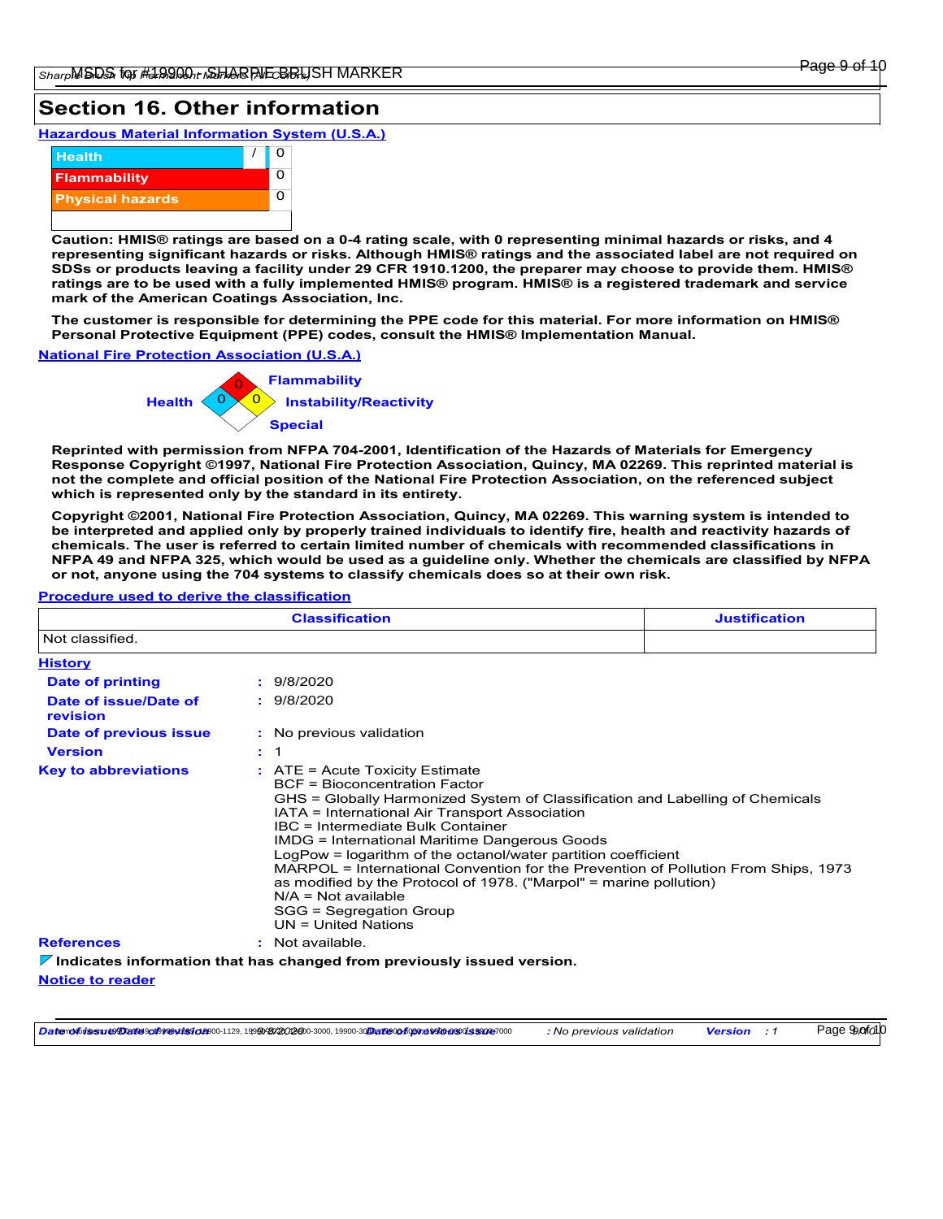# Section 16. Other information

## Hazardous Material Information System (U.S.A.)

| | | |
|---|---|---|
| Health | / | 0 |
| Flammability | | 0 |
| Physical hazards | | 0 |

**Caution: HMIS® ratings are based on a 0-4 rating scale, with 0 representing minimal hazards or risks, and 4 representing significant hazards or risks. Although HMIS® ratings and the associated label are not required on SDSs or products leaving a facility under 29 CFR 1910.1200, the preparer may choose to provide them. HMIS® ratings are to be used with a fully implemented HMIS® program. HMIS® is a registered trademark and service mark of the American Coatings Association, Inc.**

**The customer is responsible for determining the PPE code for this material. For more information on HMIS® Personal Protective Equipment (PPE) codes, consult the HMIS® Implementation Manual.**

## National Fire Protection Association (U.S.A.)

Health: 0
Flammability: 0
Instability/Reactivity: 0
Special:

**Reprinted with permission from NFPA 704-2001, Identification of the Hazards of Materials for Emergency Response Copyright ©1997, National Fire Protection Association, Quincy, MA 02269. This reprinted material is not the complete and official position of the National Fire Protection Association, on the referenced subject which is represented only by the standard in its entirety.**

**Copyright ©2001, National Fire Protection Association, Quincy, MA 02269. This warning system is intended to be interpreted and applied only by properly trained individuals to identify fire, health and reactivity hazards of chemicals. The user is referred to certain limited number of chemicals with recommended classifications in NFPA 49 and NFPA 325, which would be used as a guideline only. Whether the chemicals are classified by NFPA or not, anyone using the 704 systems to classify chemicals does so at their own risk.**

## Procedure used to derive the classification

| Classification | Justification |
|---|---|
| Not classified. | |

## History

**Date of printing** : 9/8/2020

**Date of issue/Date of revision** : 9/8/2020

**Date of previous issue** : No previous validation

**Version** : 1

**Key to abbreviations** :
ATE = Acute Toxicity Estimate
BCF = Bioconcentration Factor
GHS = Globally Harmonized System of Classification and Labelling of Chemicals
IATA = International Air Transport Association
IBC = Intermediate Bulk Container
IMDG = International Maritime Dangerous Goods
LogPow = logarithm of the octanol/water partition coefficient
MARPOL = International Convention for the Prevention of Pollution From Ships, 1973 as modified by the Protocol of 1978. ("Marpol" = marine pollution)
N/A = Not available
SGG = Segregation Group
UN = United Nations

**References** : Not available.

**Indicates information that has changed from previously issued version.**

## Notice to reader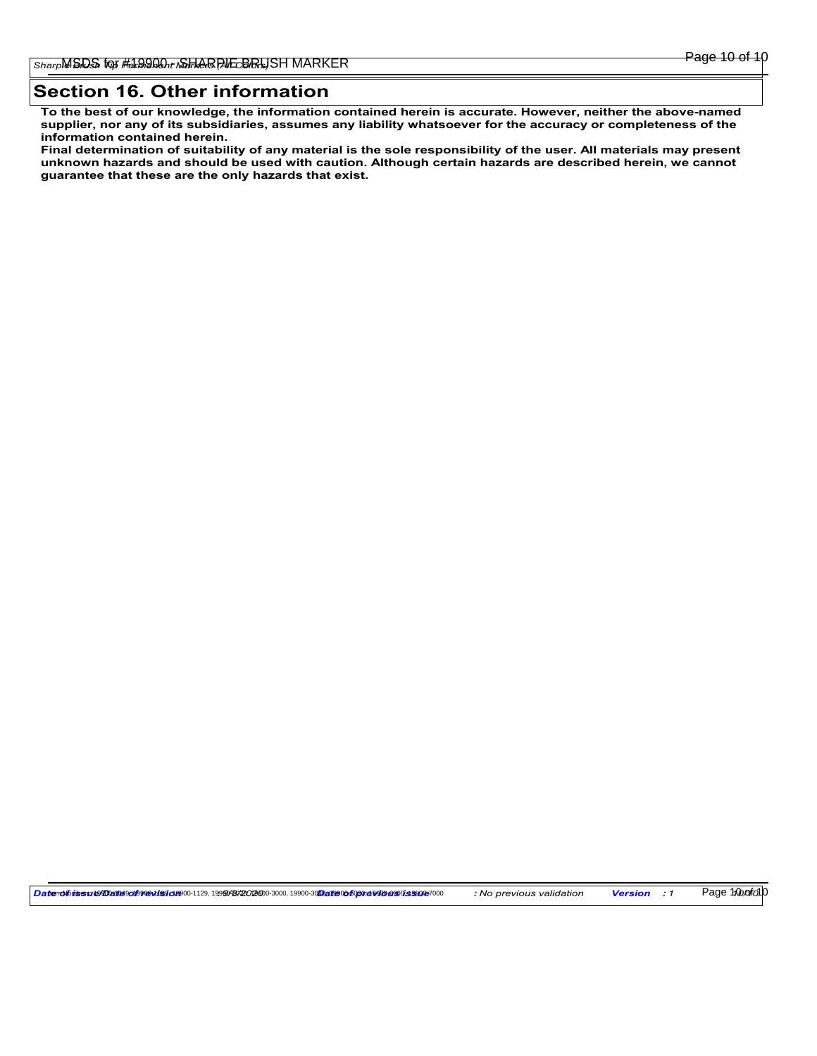## Section 16. Other information

**To the best of our knowledge, the information contained herein is accurate. However, neither the above-named supplier, nor any of its subsidiaries, assumes any liability whatsoever for the accuracy or completeness of the information contained herein.**
**Final determination of suitability of any material is the sole responsibility of the user. All materials may present unknown hazards and should be used with caution. Although certain hazards are described herein, we cannot guarantee that these are the only hazards that exist.**